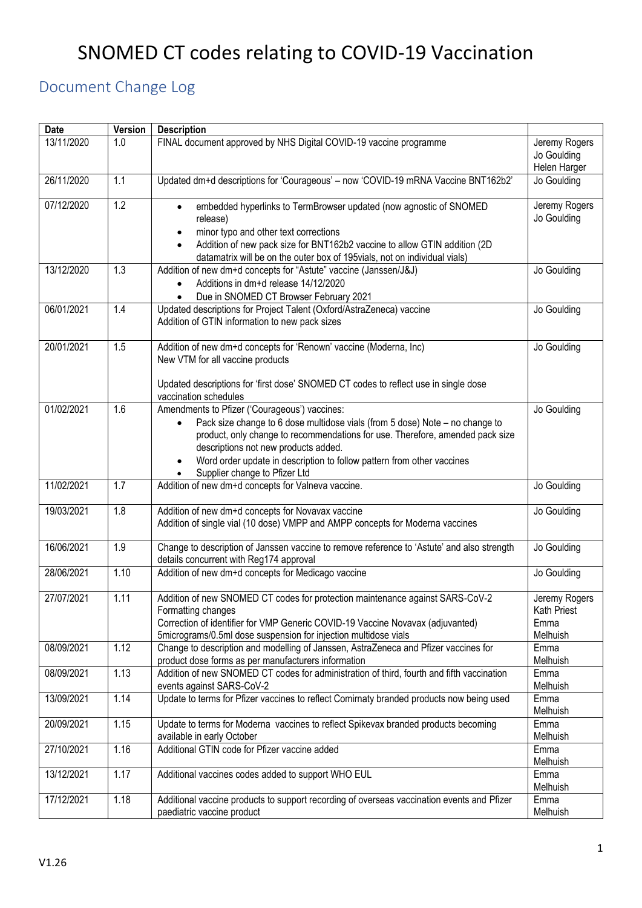# SNOMED CT codes relating to COVID-19 Vaccination

## Document Change Log

| Date | Version | Description | |
|---|---|---|---|
| 13/11/2020 | 1.0 | FINAL document approved by NHS Digital COVID-19 vaccine programme | Jeremy Rogers<br>Jo Goulding<br>Helen Harger |
| 26/11/2020 | 1.1 | Updated dm+d descriptions for 'Courageous' – now 'COVID-19 mRNA Vaccine BNT162b2' | Jo Goulding |
| 07/12/2020 | 1.2 | • embedded hyperlinks to TermBrowser updated (now agnostic of SNOMED release)<br>• minor typo and other text corrections<br>• Addition of new pack size for BNT162b2 vaccine to allow GTIN addition (2D datamatrix will be on the outer box of 195vials, not on individual vials) | Jeremy Rogers<br>Jo Goulding |
| 13/12/2020 | 1.3 | Addition of new dm+d concepts for "Astute" vaccine (Janssen/J&J)<br>• Additions in dm+d release 14/12/2020<br>• Due in SNOMED CT Browser February 2021 | Jo Goulding |
| 06/01/2021 | 1.4 | Updated descriptions for Project Talent (Oxford/AstraZeneca) vaccine<br>Addition of GTIN information to new pack sizes | Jo Goulding |
| 20/01/2021 | 1.5 | Addition of new dm+d concepts for 'Renown' vaccine (Moderna, Inc)<br>New VTM for all vaccine products<br><br>Updated descriptions for 'first dose' SNOMED CT codes to reflect use in single dose vaccination schedules | Jo Goulding |
| 01/02/2021 | 1.6 | Amendments to Pfizer ('Courageous') vaccines:<br>• Pack size change to 6 dose multidose vials (from 5 dose) Note – no change to product, only change to recommendations for use. Therefore, amended pack size descriptions not new products added.<br>• Word order update in description to follow pattern from other vaccines<br>• Supplier change to Pfizer Ltd | Jo Goulding |
| 11/02/2021 | 1.7 | Addition of new dm+d concepts for Valneva vaccine. | Jo Goulding |
| 19/03/2021 | 1.8 | Addition of new dm+d concepts for Novavax vaccine<br>Addition of single vial (10 dose) VMPP and AMPP concepts for Moderna vaccines | Jo Goulding |
| 16/06/2021 | 1.9 | Change to description of Janssen vaccine to remove reference to 'Astute' and also strength details concurrent with Reg174 approval | Jo Goulding |
| 28/06/2021 | 1.10 | Addition of new dm+d concepts for Medicago vaccine | Jo Goulding |
| 27/07/2021 | 1.11 | Addition of new SNOMED CT codes for protection maintenance against SARS-CoV-2<br>Formatting changes<br>Correction of identifier for VMP Generic COVID-19 Vaccine Novavax (adjuvanted) 5micrograms/0.5ml dose suspension for injection multidose vials | Jeremy Rogers<br>Kath Priest<br>Emma Melhuish |
| 08/09/2021 | 1.12 | Change to description and modelling of Janssen, AstraZeneca and Pfizer vaccines for product dose forms as per manufacturers information | Emma Melhuish |
| 08/09/2021 | 1.13 | Addition of new SNOMED CT codes for administration of third, fourth and fifth vaccination events against SARS-CoV-2 | Emma Melhuish |
| 13/09/2021 | 1.14 | Update to terms for Pfizer vaccines to reflect Comirnaty branded products now being used | Emma Melhuish |
| 20/09/2021 | 1.15 | Update to terms for Moderna vaccines to reflect Spikevax branded products becoming available in early October | Emma Melhuish |
| 27/10/2021 | 1.16 | Additional GTIN code for Pfizer vaccine added | Emma Melhuish |
| 13/12/2021 | 1.17 | Additional vaccines codes added to support WHO EUL | Emma Melhuish |
| 17/12/2021 | 1.18 | Additional vaccine products to support recording of overseas vaccination events and Pfizer paediatric vaccine product | Emma Melhuish |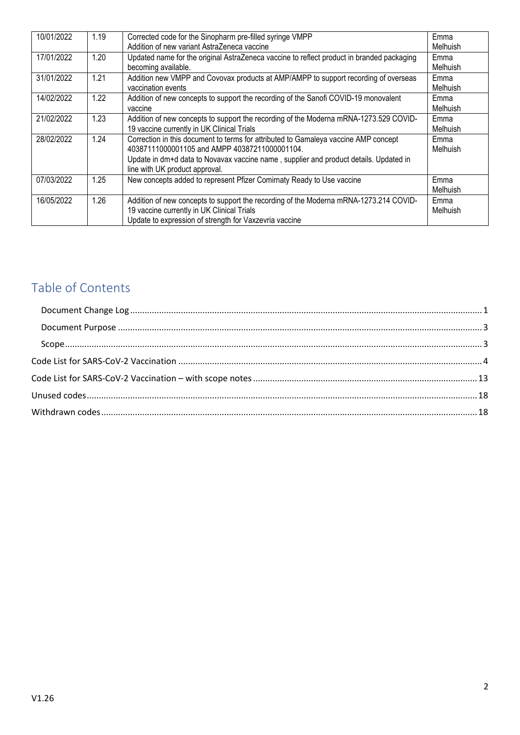| 10/01/2022 | 1.19 | Corrected code for the Sinopharm pre-filled syringe VMPP<br>Addition of new variant AstraZeneca vaccine | Emma Melhuish |
|---|---|---|---|
| 17/01/2022 | 1.20 | Updated name for the original AstraZeneca vaccine to reflect product in branded packaging becoming available. | Emma Melhuish |
| 31/01/2022 | 1.21 | Addition new VMPP and Covovax products at AMP/AMPP to support recording of overseas vaccination events | Emma Melhuish |
| 14/02/2022 | 1.22 | Addition of new concepts to support the recording of the Sanofi COVID-19 monovalent vaccine | Emma Melhuish |
| 21/02/2022 | 1.23 | Addition of new concepts to support the recording of the Moderna mRNA-1273.529 COVID-19 vaccine currently in UK Clinical Trials | Emma Melhuish |
| 28/02/2022 | 1.24 | Correction in this document to terms for attributed to Gamaleya vaccine AMP concept 40387111000001105 and AMPP 40387211000001104.<br>Update in dm+d data to Novavax vaccine name , supplier and product details. Updated in line with UK product approval. | Emma Melhuish |
| 07/03/2022 | 1.25 | New concepts added to represent Pfizer Comirnaty Ready to Use vaccine | Emma Melhuish |
| 16/05/2022 | 1.26 | Addition of new concepts to support the recording of the Moderna mRNA-1273.214 COVID-19 vaccine currently in UK Clinical Trials<br>Update to expression of strength for Vaxzevria vaccine | Emma Melhuish |

## Table of Contents

- Document Change Log ..... 1
- Document Purpose ..... 3
- Scope ..... 3
- Code List for SARS-CoV-2 Vaccination ..... 4
- Code List for SARS-CoV-2 Vaccination – with scope notes ..... 13
- Unused codes ..... 18
- Withdrawn codes ..... 18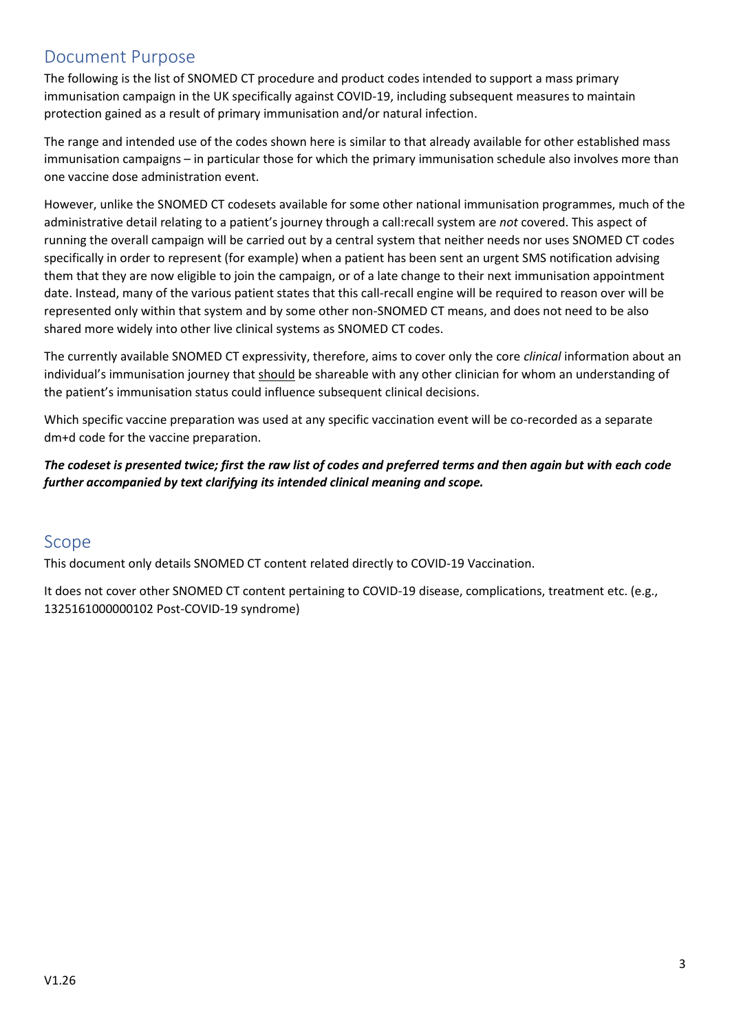## Document Purpose

The following is the list of SNOMED CT procedure and product codes intended to support a mass primary immunisation campaign in the UK specifically against COVID-19, including subsequent measures to maintain protection gained as a result of primary immunisation and/or natural infection.

The range and intended use of the codes shown here is similar to that already available for other established mass immunisation campaigns – in particular those for which the primary immunisation schedule also involves more than one vaccine dose administration event.

However, unlike the SNOMED CT codesets available for some other national immunisation programmes, much of the administrative detail relating to a patient's journey through a call:recall system are *not* covered. This aspect of running the overall campaign will be carried out by a central system that neither needs nor uses SNOMED CT codes specifically in order to represent (for example) when a patient has been sent an urgent SMS notification advising them that they are now eligible to join the campaign, or of a late change to their next immunisation appointment date. Instead, many of the various patient states that this call-recall engine will be required to reason over will be represented only within that system and by some other non-SNOMED CT means, and does not need to be also shared more widely into other live clinical systems as SNOMED CT codes.

The currently available SNOMED CT expressivity, therefore, aims to cover only the core *clinical* information about an individual's immunisation journey that <u>should</u> be shareable with any other clinician for whom an understanding of the patient's immunisation status could influence subsequent clinical decisions.

Which specific vaccine preparation was used at any specific vaccination event will be co-recorded as a separate dm+d code for the vaccine preparation.

***The codeset is presented twice; first the raw list of codes and preferred terms and then again but with each code further accompanied by text clarifying its intended clinical meaning and scope.***

## Scope

This document only details SNOMED CT content related directly to COVID-19 Vaccination.

It does not cover other SNOMED CT content pertaining to COVID-19 disease, complications, treatment etc. (e.g., 1325161000000102 Post-COVID-19 syndrome)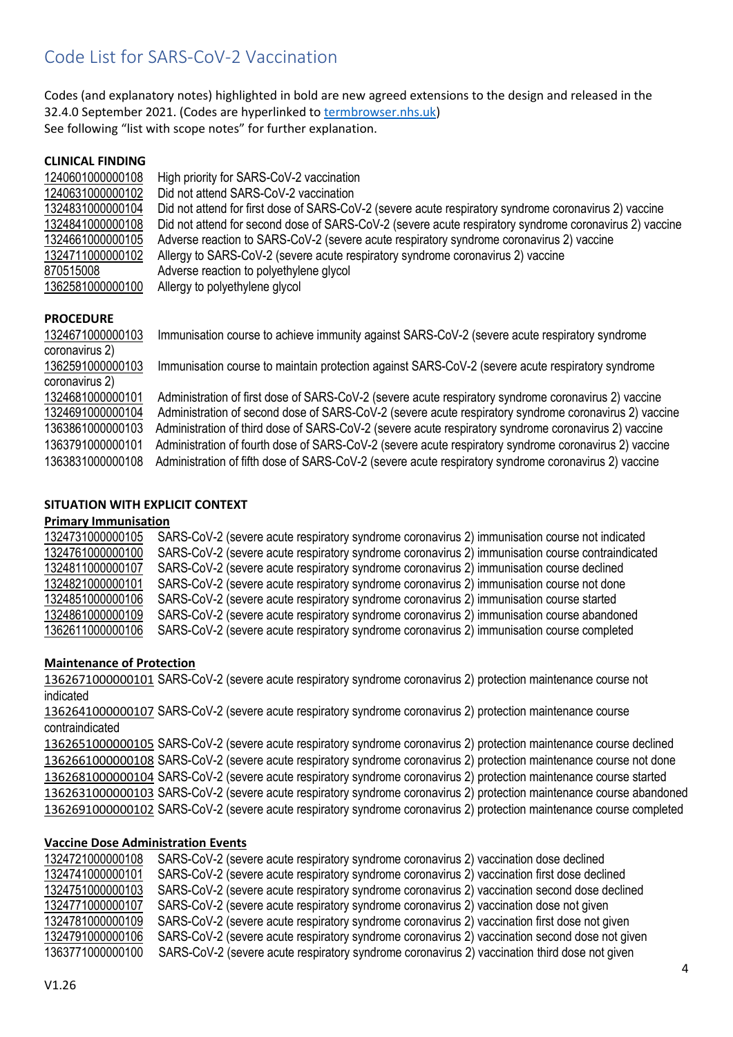# Code List for SARS-CoV-2 Vaccination

Codes (and explanatory notes) highlighted in bold are new agreed extensions to the design and released in the 32.4.0 September 2021. (Codes are hyperlinked to termbrowser.nhs.uk)
See following "list with scope notes" for further explanation.

**CLINICAL FINDING**

1240601000000108 High priority for SARS-CoV-2 vaccination
1240631000000102 Did not attend SARS-CoV-2 vaccination
1324831000000104 Did not attend for first dose of SARS-CoV-2 (severe acute respiratory syndrome coronavirus 2) vaccine
1324841000000108 Did not attend for second dose of SARS-CoV-2 (severe acute respiratory syndrome coronavirus 2) vaccine
1324661000000105 Adverse reaction to SARS-CoV-2 (severe acute respiratory syndrome coronavirus 2) vaccine
1324711000000102 Allergy to SARS-CoV-2 (severe acute respiratory syndrome coronavirus 2) vaccine
870515008 Adverse reaction to polyethylene glycol
1362581000000100 Allergy to polyethylene glycol

**PROCEDURE**

1324671000000103 Immunisation course to achieve immunity against SARS-CoV-2 (severe acute respiratory syndrome coronavirus 2)
1362591000000103 Immunisation course to maintain protection against SARS-CoV-2 (severe acute respiratory syndrome coronavirus 2)
1324681000000101 Administration of first dose of SARS-CoV-2 (severe acute respiratory syndrome coronavirus 2) vaccine
1324691000000104 Administration of second dose of SARS-CoV-2 (severe acute respiratory syndrome coronavirus 2) vaccine
1363861000000103 Administration of third dose of SARS-CoV-2 (severe acute respiratory syndrome coronavirus 2) vaccine
1363791000000101 Administration of fourth dose of SARS-CoV-2 (severe acute respiratory syndrome coronavirus 2) vaccine
1363831000000108 Administration of fifth dose of SARS-CoV-2 (severe acute respiratory syndrome coronavirus 2) vaccine

**SITUATION WITH EXPLICIT CONTEXT**

**Primary Immunisation**

1324731000000105 SARS-CoV-2 (severe acute respiratory syndrome coronavirus 2) immunisation course not indicated
1324761000000100 SARS-CoV-2 (severe acute respiratory syndrome coronavirus 2) immunisation course contraindicated
1324811000000107 SARS-CoV-2 (severe acute respiratory syndrome coronavirus 2) immunisation course declined
1324821000000101 SARS-CoV-2 (severe acute respiratory syndrome coronavirus 2) immunisation course not done
1324851000000106 SARS-CoV-2 (severe acute respiratory syndrome coronavirus 2) immunisation course started
1324861000000109 SARS-CoV-2 (severe acute respiratory syndrome coronavirus 2) immunisation course abandoned
1362611000000106 SARS-CoV-2 (severe acute respiratory syndrome coronavirus 2) immunisation course completed

**Maintenance of Protection**

1362671000000101 SARS-CoV-2 (severe acute respiratory syndrome coronavirus 2) protection maintenance course not indicated
1362641000000107 SARS-CoV-2 (severe acute respiratory syndrome coronavirus 2) protection maintenance course contraindicated
1362651000000105 SARS-CoV-2 (severe acute respiratory syndrome coronavirus 2) protection maintenance course declined
1362661000000108 SARS-CoV-2 (severe acute respiratory syndrome coronavirus 2) protection maintenance course not done
1362681000000104 SARS-CoV-2 (severe acute respiratory syndrome coronavirus 2) protection maintenance course started
1362631000000103 SARS-CoV-2 (severe acute respiratory syndrome coronavirus 2) protection maintenance course abandoned
1362691000000102 SARS-CoV-2 (severe acute respiratory syndrome coronavirus 2) protection maintenance course completed

**Vaccine Dose Administration Events**

1324721000000108 SARS-CoV-2 (severe acute respiratory syndrome coronavirus 2) vaccination dose declined
1324741000000101 SARS-CoV-2 (severe acute respiratory syndrome coronavirus 2) vaccination first dose declined
1324751000000103 SARS-CoV-2 (severe acute respiratory syndrome coronavirus 2) vaccination second dose declined
1324771000000107 SARS-CoV-2 (severe acute respiratory syndrome coronavirus 2) vaccination dose not given
1324781000000109 SARS-CoV-2 (severe acute respiratory syndrome coronavirus 2) vaccination first dose not given
1324791000000106 SARS-CoV-2 (severe acute respiratory syndrome coronavirus 2) vaccination second dose not given
1363771000000100 SARS-CoV-2 (severe acute respiratory syndrome coronavirus 2) vaccination third dose not given

V1.26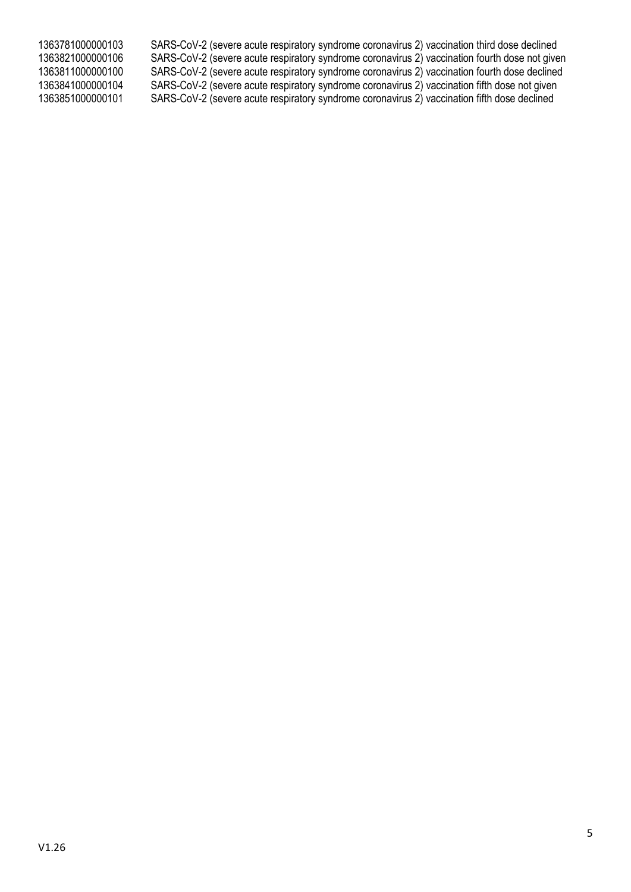| | |
|---|---|
| 1363781000000103 | SARS-CoV-2 (severe acute respiratory syndrome coronavirus 2) vaccination third dose declined |
| 1363821000000106 | SARS-CoV-2 (severe acute respiratory syndrome coronavirus 2) vaccination fourth dose not given |
| 1363811000000100 | SARS-CoV-2 (severe acute respiratory syndrome coronavirus 2) vaccination fourth dose declined |
| 1363841000000104 | SARS-CoV-2 (severe acute respiratory syndrome coronavirus 2) vaccination fifth dose not given |
| 1363851000000101 | SARS-CoV-2 (severe acute respiratory syndrome coronavirus 2) vaccination fifth dose declined |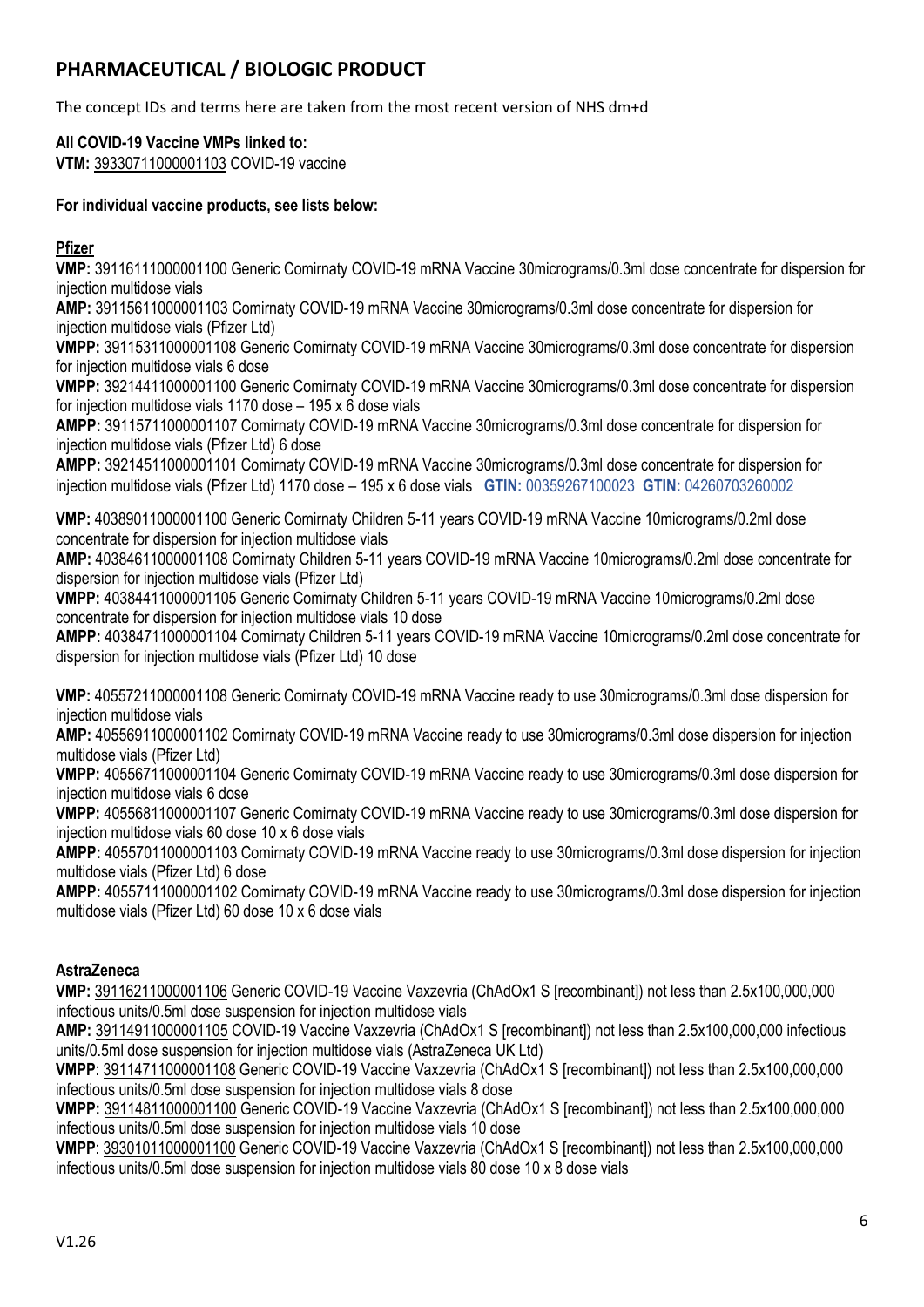## PHARMACEUTICAL / BIOLOGIC PRODUCT

The concept IDs and terms here are taken from the most recent version of NHS dm+d

**All COVID-19 Vaccine VMPs linked to:**
**VTM:** 39330711000001103 COVID-19 vaccine

**For individual vaccine products, see lists below:**

**Pfizer**

**VMP:** 39116111000001100 Generic Comirnaty COVID-19 mRNA Vaccine 30micrograms/0.3ml dose concentrate for dispersion for injection multidose vials
**AMP:** 39115611000001103 Comirnaty COVID-19 mRNA Vaccine 30micrograms/0.3ml dose concentrate for dispersion for injection multidose vials (Pfizer Ltd)
**VMPP:** 39115311000001108 Generic Comirnaty COVID-19 mRNA Vaccine 30micrograms/0.3ml dose concentrate for dispersion for injection multidose vials 6 dose
**VMPP:** 39214411000001100 Generic Comirnaty COVID-19 mRNA Vaccine 30micrograms/0.3ml dose concentrate for dispersion for injection multidose vials 1170 dose – 195 x 6 dose vials
**AMPP:** 39115711000001107 Comirnaty COVID-19 mRNA Vaccine 30micrograms/0.3ml dose concentrate for dispersion for injection multidose vials (Pfizer Ltd) 6 dose
**AMPP:** 39214511000001101 Comirnaty COVID-19 mRNA Vaccine 30micrograms/0.3ml dose concentrate for dispersion for injection multidose vials (Pfizer Ltd) 1170 dose – 195 x 6 dose vials **GTIN:** 00359267100023 **GTIN:** 04260703260002

**VMP:** 40389011000001100 Generic Comirnaty Children 5-11 years COVID-19 mRNA Vaccine 10micrograms/0.2ml dose concentrate for dispersion for injection multidose vials
**AMP:** 40384611000001108 Comirnaty Children 5-11 years COVID-19 mRNA Vaccine 10micrograms/0.2ml dose concentrate for dispersion for injection multidose vials (Pfizer Ltd)
**VMPP:** 40384411000001105 Generic Comirnaty Children 5-11 years COVID-19 mRNA Vaccine 10micrograms/0.2ml dose concentrate for dispersion for injection multidose vials 10 dose
**AMPP:** 40384711000001104 Comirnaty Children 5-11 years COVID-19 mRNA Vaccine 10micrograms/0.2ml dose concentrate for dispersion for injection multidose vials (Pfizer Ltd) 10 dose

**VMP:** 40557211000001108 Generic Comirnaty COVID-19 mRNA Vaccine ready to use 30micrograms/0.3ml dose dispersion for injection multidose vials
**AMP:** 40556911000001102 Comirnaty COVID-19 mRNA Vaccine ready to use 30micrograms/0.3ml dose dispersion for injection multidose vials (Pfizer Ltd)
**VMPP:** 40556711000001104 Generic Comirnaty COVID-19 mRNA Vaccine ready to use 30micrograms/0.3ml dose dispersion for injection multidose vials 6 dose
**VMPP:** 40556811000001107 Generic Comirnaty COVID-19 mRNA Vaccine ready to use 30micrograms/0.3ml dose dispersion for injection multidose vials 60 dose 10 x 6 dose vials
**AMPP:** 40557011000001103 Comirnaty COVID-19 mRNA Vaccine ready to use 30micrograms/0.3ml dose dispersion for injection multidose vials (Pfizer Ltd) 6 dose
**AMPP:** 40557111000001102 Comirnaty COVID-19 mRNA Vaccine ready to use 30micrograms/0.3ml dose dispersion for injection multidose vials (Pfizer Ltd) 60 dose 10 x 6 dose vials

**AstraZeneca**

**VMP:** 39116211000001106 Generic COVID-19 Vaccine Vaxzevria (ChAdOx1 S [recombinant]) not less than 2.5x100,000,000 infectious units/0.5ml dose suspension for injection multidose vials
**AMP:** 39114911000001105 COVID-19 Vaccine Vaxzevria (ChAdOx1 S [recombinant]) not less than 2.5x100,000,000 infectious units/0.5ml dose suspension for injection multidose vials (AstraZeneca UK Ltd)
**VMPP**: 39114711000001108 Generic COVID-19 Vaccine Vaxzevria (ChAdOx1 S [recombinant]) not less than 2.5x100,000,000 infectious units/0.5ml dose suspension for injection multidose vials 8 dose
**VMPP:** 39114811000001100 Generic COVID-19 Vaccine Vaxzevria (ChAdOx1 S [recombinant]) not less than 2.5x100,000,000 infectious units/0.5ml dose suspension for injection multidose vials 10 dose
**VMPP**: 39301011000001100 Generic COVID-19 Vaccine Vaxzevria (ChAdOx1 S [recombinant]) not less than 2.5x100,000,000 infectious units/0.5ml dose suspension for injection multidose vials 80 dose 10 x 8 dose vials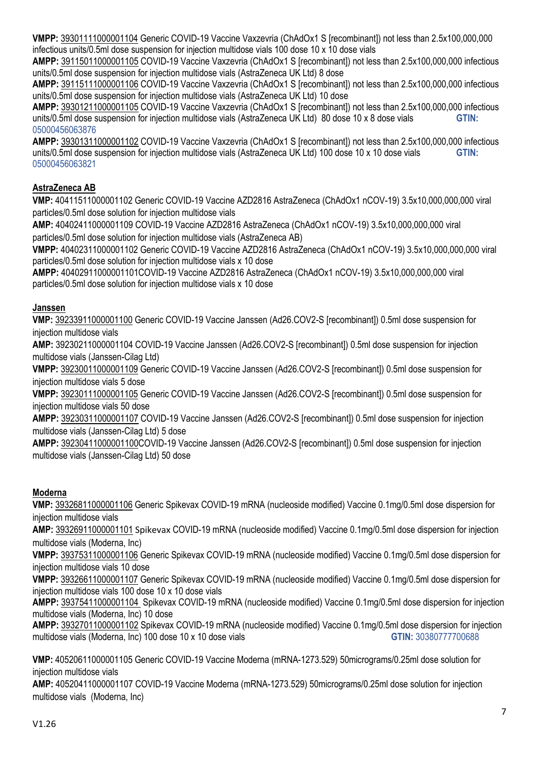**VMPP:** 39301111000001104 Generic COVID-19 Vaccine Vaxzevria (ChAdOx1 S [recombinant]) not less than 2.5x100,000,000 infectious units/0.5ml dose suspension for injection multidose vials 100 dose 10 x 10 dose vials

**AMPP:** 39115011000001105 COVID-19 Vaccine Vaxzevria (ChAdOx1 S [recombinant]) not less than 2.5x100,000,000 infectious units/0.5ml dose suspension for injection multidose vials (AstraZeneca UK Ltd) 8 dose

**AMPP:** 39115111000001106 COVID-19 Vaccine Vaxzevria (ChAdOx1 S [recombinant]) not less than 2.5x100,000,000 infectious units/0.5ml dose suspension for injection multidose vials (AstraZeneca UK Ltd) 10 dose

**AMPP:** 39301211000001105 COVID-19 Vaccine Vaxzevria (ChAdOx1 S [recombinant]) not less than 2.5x100,000,000 infectious units/0.5ml dose suspension for injection multidose vials (AstraZeneca UK Ltd) 80 dose 10 x 8 dose vials **GTIN:** 05000456063876

**AMPP:** 39301311000001102 COVID-19 Vaccine Vaxzevria (ChAdOx1 S [recombinant]) not less than 2.5x100,000,000 infectious units/0.5ml dose suspension for injection multidose vials (AstraZeneca UK Ltd) 100 dose 10 x 10 dose vials **GTIN:** 05000456063821

## AstraZeneca AB

**VMP:** 40411511000001102 Generic COVID-19 Vaccine AZD2816 AstraZeneca (ChAdOx1 nCOV-19) 3.5x10,000,000,000 viral particles/0.5ml dose solution for injection multidose vials

**AMP:** 40402411000001109 COVID-19 Vaccine AZD2816 AstraZeneca (ChAdOx1 nCOV-19) 3.5x10,000,000,000 viral particles/0.5ml dose solution for injection multidose vials (AstraZeneca AB)

**VMPP:** 40402311000001102 Generic COVID-19 Vaccine AZD2816 AstraZeneca (ChAdOx1 nCOV-19) 3.5x10,000,000,000 viral particles/0.5ml dose solution for injection multidose vials x 10 dose

**AMPP:** 40402911000001101COVID-19 Vaccine AZD2816 AstraZeneca (ChAdOx1 nCOV-19) 3.5x10,000,000,000 viral particles/0.5ml dose solution for injection multidose vials x 10 dose

## Janssen

**VMP:** 39233911000001100 Generic COVID-19 Vaccine Janssen (Ad26.COV2-S [recombinant]) 0.5ml dose suspension for injection multidose vials

**AMP:** 39230211000001104 COVID-19 Vaccine Janssen (Ad26.COV2-S [recombinant]) 0.5ml dose suspension for injection multidose vials (Janssen-Cilag Ltd)

**VMPP:** 39230011000001109 Generic COVID-19 Vaccine Janssen (Ad26.COV2-S [recombinant]) 0.5ml dose suspension for injection multidose vials 5 dose

**VMPP:** 39230111000001105 Generic COVID-19 Vaccine Janssen (Ad26.COV2-S [recombinant]) 0.5ml dose suspension for injection multidose vials 50 dose

**AMPP:** 39230311000001107 COVID-19 Vaccine Janssen (Ad26.COV2-S [recombinant]) 0.5ml dose suspension for injection multidose vials (Janssen-Cilag Ltd) 5 dose

**AMPP:** 39230411000001100COVID-19 Vaccine Janssen (Ad26.COV2-S [recombinant]) 0.5ml dose suspension for injection multidose vials (Janssen-Cilag Ltd) 50 dose

## Moderna

**VMP:** 39326811000001106 Generic Spikevax COVID-19 mRNA (nucleoside modified) Vaccine 0.1mg/0.5ml dose dispersion for injection multidose vials

**AMP:** 39326911000001101 Spikevax COVID-19 mRNA (nucleoside modified) Vaccine 0.1mg/0.5ml dose dispersion for injection multidose vials (Moderna, Inc)

**VMPP:** 39375311000001106 Generic Spikevax COVID-19 mRNA (nucleoside modified) Vaccine 0.1mg/0.5ml dose dispersion for injection multidose vials 10 dose

**VMPP:** 39326611000001107 Generic Spikevax COVID-19 mRNA (nucleoside modified) Vaccine 0.1mg/0.5ml dose dispersion for injection multidose vials 100 dose 10 x 10 dose vials

**AMPP:** 39375411000001104 Spikevax COVID-19 mRNA (nucleoside modified) Vaccine 0.1mg/0.5ml dose dispersion for injection multidose vials (Moderna, Inc) 10 dose

**AMPP:** 39327011000001102 Spikevax COVID-19 mRNA (nucleoside modified) Vaccine 0.1mg/0.5ml dose dispersion for injection multidose vials (Moderna, Inc) 100 dose 10 x 10 dose vials **GTIN:** 30380777700688

**VMP:** 40520611000001105 Generic COVID-19 Vaccine Moderna (mRNA-1273.529) 50micrograms/0.25ml dose solution for injection multidose vials

**AMP:** 40520411000001107 COVID-19 Vaccine Moderna (mRNA-1273.529) 50micrograms/0.25ml dose solution for injection multidose vials (Moderna, Inc)

V1.26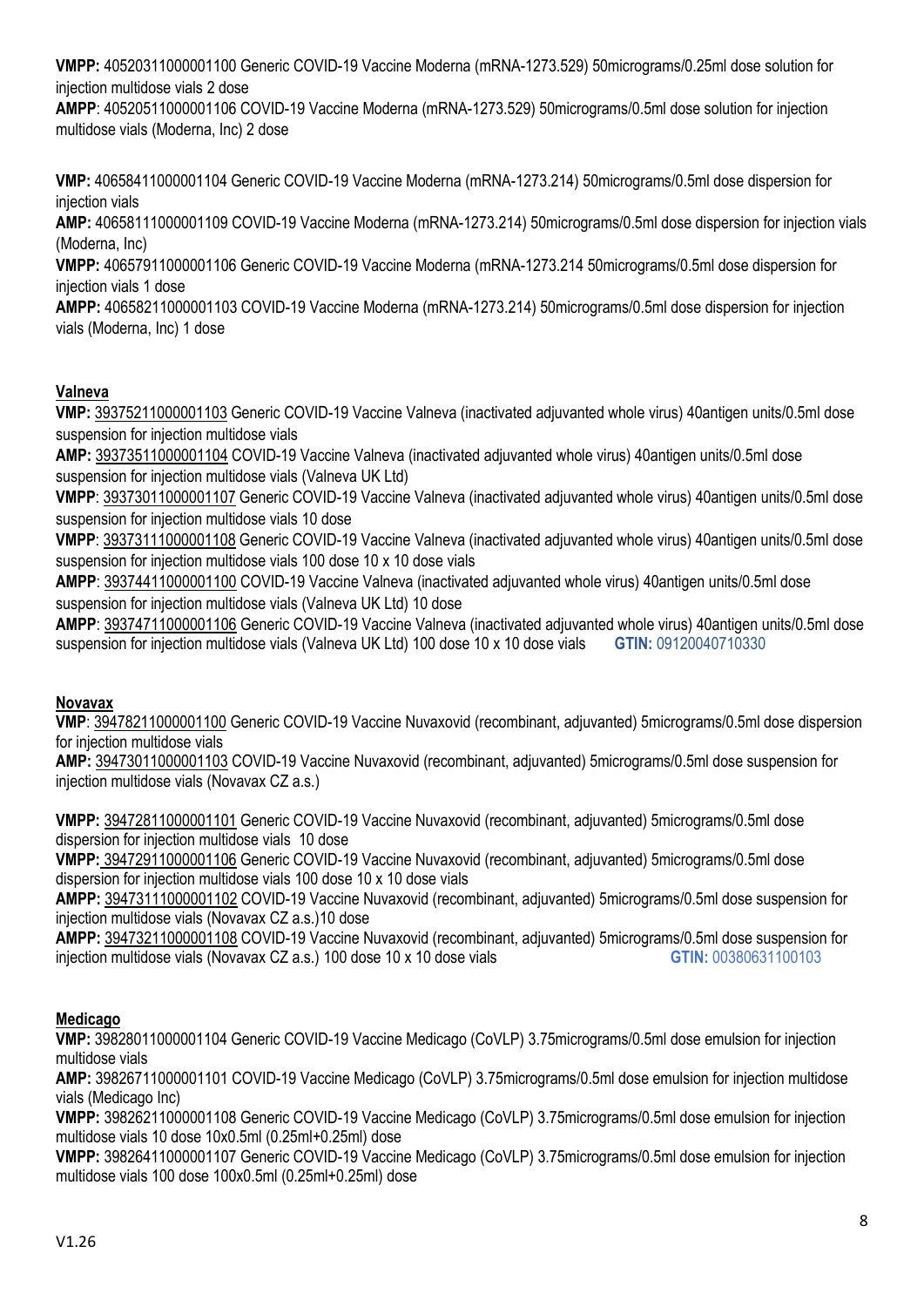**VMPP:** 40520311000001100 Generic COVID-19 Vaccine Moderna (mRNA-1273.529) 50micrograms/0.25ml dose solution for injection multidose vials 2 dose

**AMPP**: 40520511000001106 COVID-19 Vaccine Moderna (mRNA-1273.529) 50micrograms/0.5ml dose solution for injection multidose vials (Moderna, Inc) 2 dose

**VMP:** 40658411000001104 Generic COVID-19 Vaccine Moderna (mRNA-1273.214) 50micrograms/0.5ml dose dispersion for injection vials

**AMP:** 40658111000001109 COVID-19 Vaccine Moderna (mRNA-1273.214) 50micrograms/0.5ml dose dispersion for injection vials (Moderna, Inc)

**VMPP:** 40657911000001106 Generic COVID-19 Vaccine Moderna (mRNA-1273.214 50micrograms/0.5ml dose dispersion for injection vials 1 dose

**AMPP:** 40658211000001103 COVID-19 Vaccine Moderna (mRNA-1273.214) 50micrograms/0.5ml dose dispersion for injection vials (Moderna, Inc) 1 dose

**Valneva**

**VMP:** 39375211000001103 Generic COVID-19 Vaccine Valneva (inactivated adjuvanted whole virus) 40antigen units/0.5ml dose suspension for injection multidose vials

**AMP:** 39373511000001104 COVID-19 Vaccine Valneva (inactivated adjuvanted whole virus) 40antigen units/0.5ml dose suspension for injection multidose vials (Valneva UK Ltd)

**VMPP**: 39373011000001107 Generic COVID-19 Vaccine Valneva (inactivated adjuvanted whole virus) 40antigen units/0.5ml dose suspension for injection multidose vials 10 dose

**VMPP**: 39373111000001108 Generic COVID-19 Vaccine Valneva (inactivated adjuvanted whole virus) 40antigen units/0.5ml dose suspension for injection multidose vials 100 dose 10 x 10 dose vials

**AMPP**: 39374411000001100 COVID-19 Vaccine Valneva (inactivated adjuvanted whole virus) 40antigen units/0.5ml dose suspension for injection multidose vials (Valneva UK Ltd) 10 dose

**AMPP**: 39374711000001106 Generic COVID-19 Vaccine Valneva (inactivated adjuvanted whole virus) 40antigen units/0.5ml dose suspension for injection multidose vials (Valneva UK Ltd) 100 dose 10 x 10 dose vials **GTIN:** 09120040710330

**Novavax**

**VMP**: 39478211000001100 Generic COVID-19 Vaccine Nuvaxovid (recombinant, adjuvanted) 5micrograms/0.5ml dose dispersion for injection multidose vials

**AMP:** 39473011000001103 COVID-19 Vaccine Nuvaxovid (recombinant, adjuvanted) 5micrograms/0.5ml dose suspension for injection multidose vials (Novavax CZ a.s.)

**VMPP:** 39472811000001101 Generic COVID-19 Vaccine Nuvaxovid (recombinant, adjuvanted) 5micrograms/0.5ml dose dispersion for injection multidose vials 10 dose

**VMPP:** 39472911000001106 Generic COVID-19 Vaccine Nuvaxovid (recombinant, adjuvanted) 5micrograms/0.5ml dose dispersion for injection multidose vials 100 dose 10 x 10 dose vials

**AMPP:** 39473111000001102 COVID-19 Vaccine Nuvaxovid (recombinant, adjuvanted) 5micrograms/0.5ml dose suspension for injection multidose vials (Novavax CZ a.s.)10 dose

**AMPP:** 39473211000001108 COVID-19 Vaccine Nuvaxovid (recombinant, adjuvanted) 5micrograms/0.5ml dose suspension for injection multidose vials (Novavax CZ a.s.) 100 dose 10 x 10 dose vials **GTIN:** 00380631100103

**Medicago**

**VMP:** 39828011000001104 Generic COVID-19 Vaccine Medicago (CoVLP) 3.75micrograms/0.5ml dose emulsion for injection multidose vials

**AMP:** 39826711000001101 COVID-19 Vaccine Medicago (CoVLP) 3.75micrograms/0.5ml dose emulsion for injection multidose vials (Medicago Inc)

**VMPP:** 39826211000001108 Generic COVID-19 Vaccine Medicago (CoVLP) 3.75micrograms/0.5ml dose emulsion for injection multidose vials 10 dose 10x0.5ml (0.25ml+0.25ml) dose

**VMPP:** 39826411000001107 Generic COVID-19 Vaccine Medicago (CoVLP) 3.75micrograms/0.5ml dose emulsion for injection multidose vials 100 dose 100x0.5ml (0.25ml+0.25ml) dose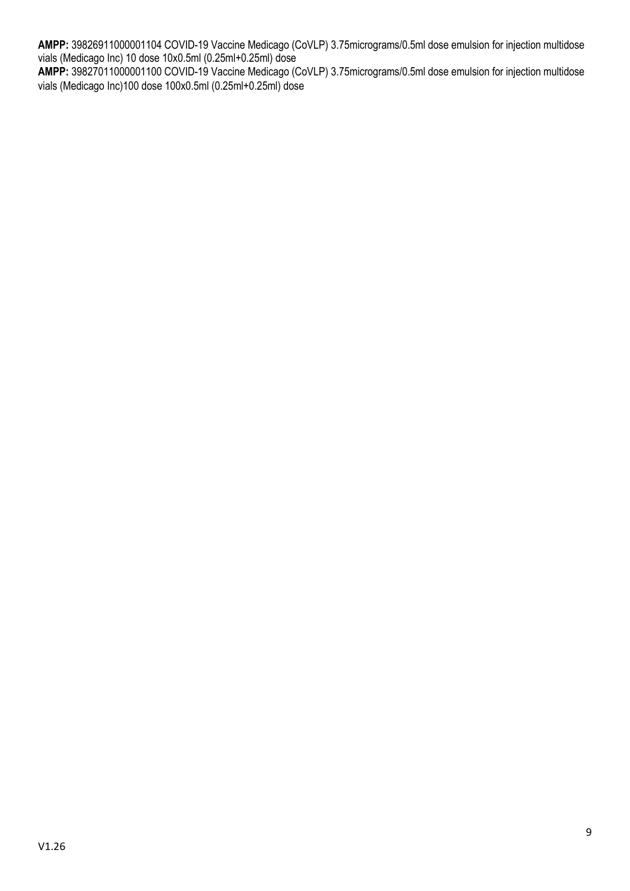**AMPP:** 39826911000001104 COVID-19 Vaccine Medicago (CoVLP) 3.75micrograms/0.5ml dose emulsion for injection multidose vials (Medicago Inc) 10 dose 10x0.5ml (0.25ml+0.25ml) dose

**AMPP:** 39827011000001100 COVID-19 Vaccine Medicago (CoVLP) 3.75micrograms/0.5ml dose emulsion for injection multidose vials (Medicago Inc)100 dose 100x0.5ml (0.25ml+0.25ml) dose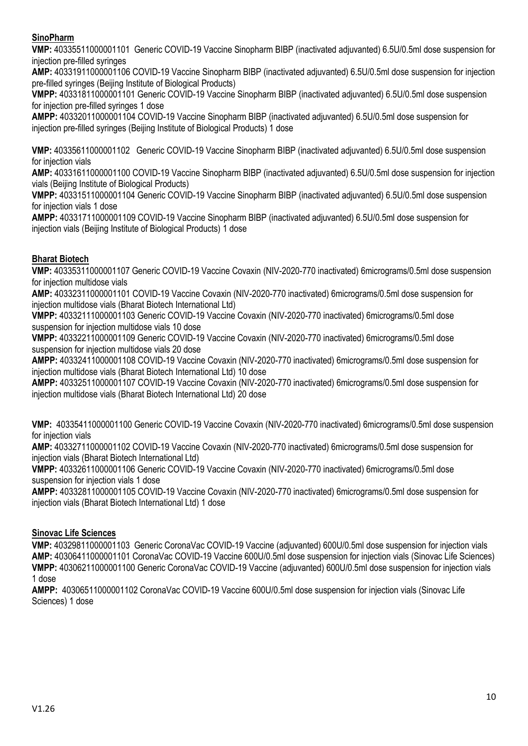**SinoPharm**

**VMP:** 40335511000001101 Generic COVID-19 Vaccine Sinopharm BIBP (inactivated adjuvanted) 6.5U/0.5ml dose suspension for injection pre-filled syringes

**AMP:** 40331911000001106 COVID-19 Vaccine Sinopharm BIBP (inactivated adjuvanted) 6.5U/0.5ml dose suspension for injection pre-filled syringes (Beijing Institute of Biological Products)

**VMPP:** 40331811000001101 Generic COVID-19 Vaccine Sinopharm BIBP (inactivated adjuvanted) 6.5U/0.5ml dose suspension for injection pre-filled syringes 1 dose

**AMPP:** 40332011000001104 COVID-19 Vaccine Sinopharm BIBP (inactivated adjuvanted) 6.5U/0.5ml dose suspension for injection pre-filled syringes (Beijing Institute of Biological Products) 1 dose

**VMP:** 40335611000001102 Generic COVID-19 Vaccine Sinopharm BIBP (inactivated adjuvanted) 6.5U/0.5ml dose suspension for injection vials

**AMP:** 40331611000001100 COVID-19 Vaccine Sinopharm BIBP (inactivated adjuvanted) 6.5U/0.5ml dose suspension for injection vials (Beijing Institute of Biological Products)

**VMPP:** 40331511000001104 Generic COVID-19 Vaccine Sinopharm BIBP (inactivated adjuvanted) 6.5U/0.5ml dose suspension for injection vials 1 dose

**AMPP:** 40331711000001109 COVID-19 Vaccine Sinopharm BIBP (inactivated adjuvanted) 6.5U/0.5ml dose suspension for injection vials (Beijing Institute of Biological Products) 1 dose

**Bharat Biotech**

**VMP:** 40335311000001107 Generic COVID-19 Vaccine Covaxin (NIV-2020-770 inactivated) 6micrograms/0.5ml dose suspension for injection multidose vials

**AMP:** 40332311000001101 COVID-19 Vaccine Covaxin (NIV-2020-770 inactivated) 6micrograms/0.5ml dose suspension for injection multidose vials (Bharat Biotech International Ltd)

**VMPP:** 40332111000001103 Generic COVID-19 Vaccine Covaxin (NIV-2020-770 inactivated) 6micrograms/0.5ml dose suspension for injection multidose vials 10 dose

**VMPP:** 40332211000001109 Generic COVID-19 Vaccine Covaxin (NIV-2020-770 inactivated) 6micrograms/0.5ml dose suspension for injection multidose vials 20 dose

**AMPP:** 40332411000001108 COVID-19 Vaccine Covaxin (NIV-2020-770 inactivated) 6micrograms/0.5ml dose suspension for injection multidose vials (Bharat Biotech International Ltd) 10 dose

**AMPP:** 40332511000001107 COVID-19 Vaccine Covaxin (NIV-2020-770 inactivated) 6micrograms/0.5ml dose suspension for injection multidose vials (Bharat Biotech International Ltd) 20 dose

**VMP:** 40335411000001100 Generic COVID-19 Vaccine Covaxin (NIV-2020-770 inactivated) 6micrograms/0.5ml dose suspension for injection vials

**AMP:** 40332711000001102 COVID-19 Vaccine Covaxin (NIV-2020-770 inactivated) 6micrograms/0.5ml dose suspension for injection vials (Bharat Biotech International Ltd)

**VMPP:** 40332611000001106 Generic COVID-19 Vaccine Covaxin (NIV-2020-770 inactivated) 6micrograms/0.5ml dose suspension for injection vials 1 dose

**AMPP:** 40332811000001105 COVID-19 Vaccine Covaxin (NIV-2020-770 inactivated) 6micrograms/0.5ml dose suspension for injection vials (Bharat Biotech International Ltd) 1 dose

**Sinovac Life Sciences**

**VMP:** 40329811000001103 Generic CoronaVac COVID-19 Vaccine (adjuvanted) 600U/0.5ml dose suspension for injection vials

**AMP:** 40306411000001101 CoronaVac COVID-19 Vaccine 600U/0.5ml dose suspension for injection vials (Sinovac Life Sciences)

**VMPP:** 40306211000001100 Generic CoronaVac COVID-19 Vaccine (adjuvanted) 600U/0.5ml dose suspension for injection vials 1 dose

**AMPP:** 40306511000001102 CoronaVac COVID-19 Vaccine 600U/0.5ml dose suspension for injection vials (Sinovac Life Sciences) 1 dose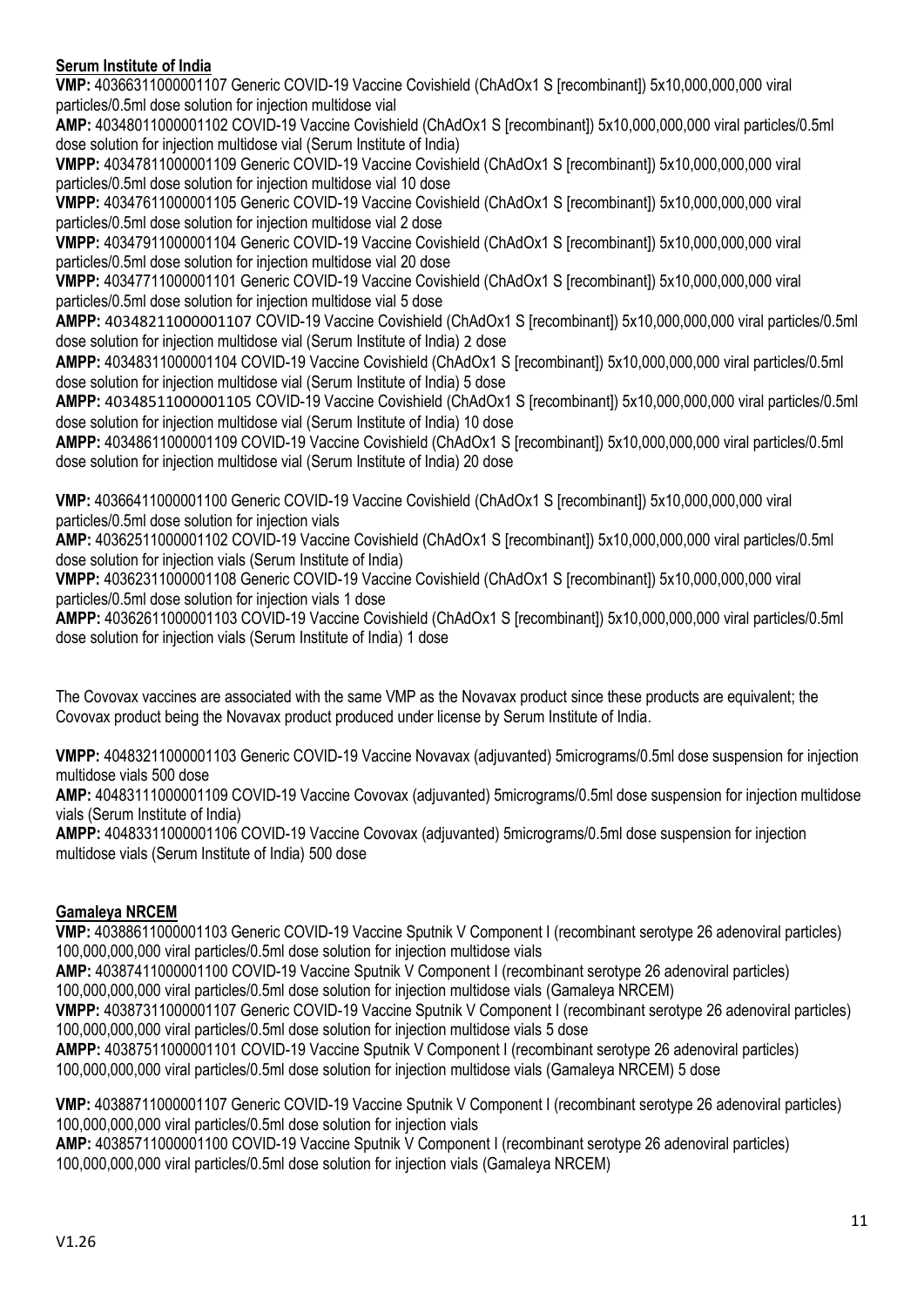**Serum Institute of India**

**VMP:** 40366311000001107 Generic COVID-19 Vaccine Covishield (ChAdOx1 S [recombinant]) 5x10,000,000,000 viral particles/0.5ml dose solution for injection multidose vial

**AMP:** 40348011000001102 COVID-19 Vaccine Covishield (ChAdOx1 S [recombinant]) 5x10,000,000,000 viral particles/0.5ml dose solution for injection multidose vial (Serum Institute of India)

**VMPP:** 40347811000001109 Generic COVID-19 Vaccine Covishield (ChAdOx1 S [recombinant]) 5x10,000,000,000 viral particles/0.5ml dose solution for injection multidose vial 10 dose

**VMPP:** 40347611000001105 Generic COVID-19 Vaccine Covishield (ChAdOx1 S [recombinant]) 5x10,000,000,000 viral particles/0.5ml dose solution for injection multidose vial 2 dose

**VMPP:** 40347911000001104 Generic COVID-19 Vaccine Covishield (ChAdOx1 S [recombinant]) 5x10,000,000,000 viral particles/0.5ml dose solution for injection multidose vial 20 dose

**VMPP:** 40347711000001101 Generic COVID-19 Vaccine Covishield (ChAdOx1 S [recombinant]) 5x10,000,000,000 viral particles/0.5ml dose solution for injection multidose vial 5 dose

**AMPP:** 40348211000001107 COVID-19 Vaccine Covishield (ChAdOx1 S [recombinant]) 5x10,000,000,000 viral particles/0.5ml dose solution for injection multidose vial (Serum Institute of India) 2 dose

**AMPP:** 40348311000001104 COVID-19 Vaccine Covishield (ChAdOx1 S [recombinant]) 5x10,000,000,000 viral particles/0.5ml dose solution for injection multidose vial (Serum Institute of India) 5 dose

**AMPP:** 40348511000001105 COVID-19 Vaccine Covishield (ChAdOx1 S [recombinant]) 5x10,000,000,000 viral particles/0.5ml dose solution for injection multidose vial (Serum Institute of India) 10 dose

**AMPP:** 40348611000001109 COVID-19 Vaccine Covishield (ChAdOx1 S [recombinant]) 5x10,000,000,000 viral particles/0.5ml dose solution for injection multidose vial (Serum Institute of India) 20 dose

**VMP:** 40366411000001100 Generic COVID-19 Vaccine Covishield (ChAdOx1 S [recombinant]) 5x10,000,000,000 viral particles/0.5ml dose solution for injection vials

**AMP:** 40362511000001102 COVID-19 Vaccine Covishield (ChAdOx1 S [recombinant]) 5x10,000,000,000 viral particles/0.5ml dose solution for injection vials (Serum Institute of India)

**VMPP:** 40362311000001108 Generic COVID-19 Vaccine Covishield (ChAdOx1 S [recombinant]) 5x10,000,000,000 viral particles/0.5ml dose solution for injection vials 1 dose

**AMPP:** 40362611000001103 COVID-19 Vaccine Covishield (ChAdOx1 S [recombinant]) 5x10,000,000,000 viral particles/0.5ml dose solution for injection vials (Serum Institute of India) 1 dose

The Covovax vaccines are associated with the same VMP as the Novavax product since these products are equivalent; the Covovax product being the Novavax product produced under license by Serum Institute of India.

**VMPP:** 40483211000001103 Generic COVID-19 Vaccine Novavax (adjuvanted) 5micrograms/0.5ml dose suspension for injection multidose vials 500 dose

**AMP:** 40483111000001109 COVID-19 Vaccine Covovax (adjuvanted) 5micrograms/0.5ml dose suspension for injection multidose vials (Serum Institute of India)

**AMPP:** 40483311000001106 COVID-19 Vaccine Covovax (adjuvanted) 5micrograms/0.5ml dose suspension for injection multidose vials (Serum Institute of India) 500 dose

**Gamaleya NRCEM**

**VMP:** 40388611000001103 Generic COVID-19 Vaccine Sputnik V Component I (recombinant serotype 26 adenoviral particles) 100,000,000,000 viral particles/0.5ml dose solution for injection multidose vials

**AMP:** 40387411000001100 COVID-19 Vaccine Sputnik V Component I (recombinant serotype 26 adenoviral particles) 100,000,000,000 viral particles/0.5ml dose solution for injection multidose vials (Gamaleya NRCEM)

**VMPP:** 40387311000001107 Generic COVID-19 Vaccine Sputnik V Component I (recombinant serotype 26 adenoviral particles) 100,000,000,000 viral particles/0.5ml dose solution for injection multidose vials 5 dose

**AMPP:** 40387511000001101 COVID-19 Vaccine Sputnik V Component I (recombinant serotype 26 adenoviral particles) 100,000,000,000 viral particles/0.5ml dose solution for injection multidose vials (Gamaleya NRCEM) 5 dose

**VMP:** 40388711000001107 Generic COVID-19 Vaccine Sputnik V Component I (recombinant serotype 26 adenoviral particles) 100,000,000,000 viral particles/0.5ml dose solution for injection vials

**AMP:** 40385711000001100 COVID-19 Vaccine Sputnik V Component I (recombinant serotype 26 adenoviral particles) 100,000,000,000 viral particles/0.5ml dose solution for injection vials (Gamaleya NRCEM)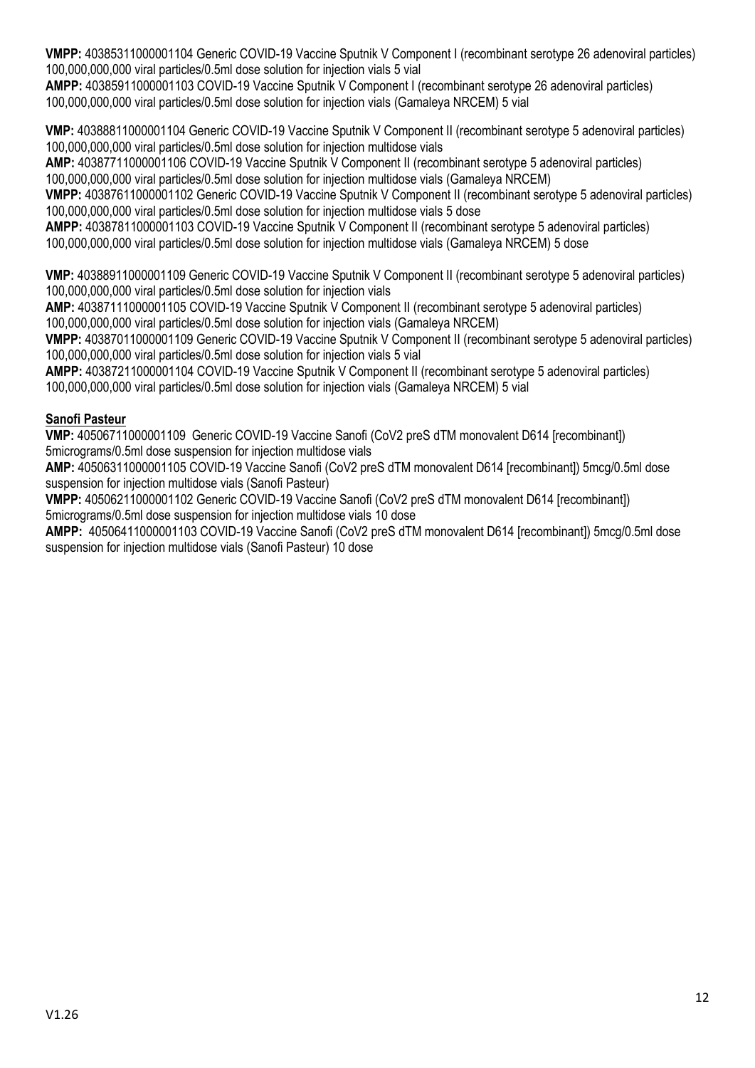**VMPP:** 40385311000001104 Generic COVID-19 Vaccine Sputnik V Component I (recombinant serotype 26 adenoviral particles) 100,000,000,000 viral particles/0.5ml dose solution for injection vials 5 vial
**AMPP:** 40385911000001103 COVID-19 Vaccine Sputnik V Component I (recombinant serotype 26 adenoviral particles) 100,000,000,000 viral particles/0.5ml dose solution for injection vials (Gamaleya NRCEM) 5 vial

**VMP:** 40388811000001104 Generic COVID-19 Vaccine Sputnik V Component II (recombinant serotype 5 adenoviral particles) 100,000,000,000 viral particles/0.5ml dose solution for injection multidose vials
**AMP:** 40387711000001106 COVID-19 Vaccine Sputnik V Component II (recombinant serotype 5 adenoviral particles) 100,000,000,000 viral particles/0.5ml dose solution for injection multidose vials (Gamaleya NRCEM)
**VMPP:** 40387611000001102 Generic COVID-19 Vaccine Sputnik V Component II (recombinant serotype 5 adenoviral particles) 100,000,000,000 viral particles/0.5ml dose solution for injection multidose vials 5 dose
**AMPP:** 40387811000001103 COVID-19 Vaccine Sputnik V Component II (recombinant serotype 5 adenoviral particles) 100,000,000,000 viral particles/0.5ml dose solution for injection multidose vials (Gamaleya NRCEM) 5 dose

**VMP:** 40388911000001109 Generic COVID-19 Vaccine Sputnik V Component II (recombinant serotype 5 adenoviral particles) 100,000,000,000 viral particles/0.5ml dose solution for injection vials
**AMP:** 40387111000001105 COVID-19 Vaccine Sputnik V Component II (recombinant serotype 5 adenoviral particles) 100,000,000,000 viral particles/0.5ml dose solution for injection vials (Gamaleya NRCEM)
**VMPP:** 40387011000001109 Generic COVID-19 Vaccine Sputnik V Component II (recombinant serotype 5 adenoviral particles) 100,000,000,000 viral particles/0.5ml dose solution for injection vials 5 vial
**AMPP:** 40387211000001104 COVID-19 Vaccine Sputnik V Component II (recombinant serotype 5 adenoviral particles) 100,000,000,000 viral particles/0.5ml dose solution for injection vials (Gamaleya NRCEM) 5 vial

**Sanofi Pasteur**
**VMP:** 40506711000001109 Generic COVID-19 Vaccine Sanofi (CoV2 preS dTM monovalent D614 [recombinant]) 5micrograms/0.5ml dose suspension for injection multidose vials
**AMP:** 40506311000001105 COVID-19 Vaccine Sanofi (CoV2 preS dTM monovalent D614 [recombinant]) 5mcg/0.5ml dose suspension for injection multidose vials (Sanofi Pasteur)
**VMPP:** 40506211000001102 Generic COVID-19 Vaccine Sanofi (CoV2 preS dTM monovalent D614 [recombinant]) 5micrograms/0.5ml dose suspension for injection multidose vials 10 dose
**AMPP:** 40506411000001103 COVID-19 Vaccine Sanofi (CoV2 preS dTM monovalent D614 [recombinant]) 5mcg/0.5ml dose suspension for injection multidose vials (Sanofi Pasteur) 10 dose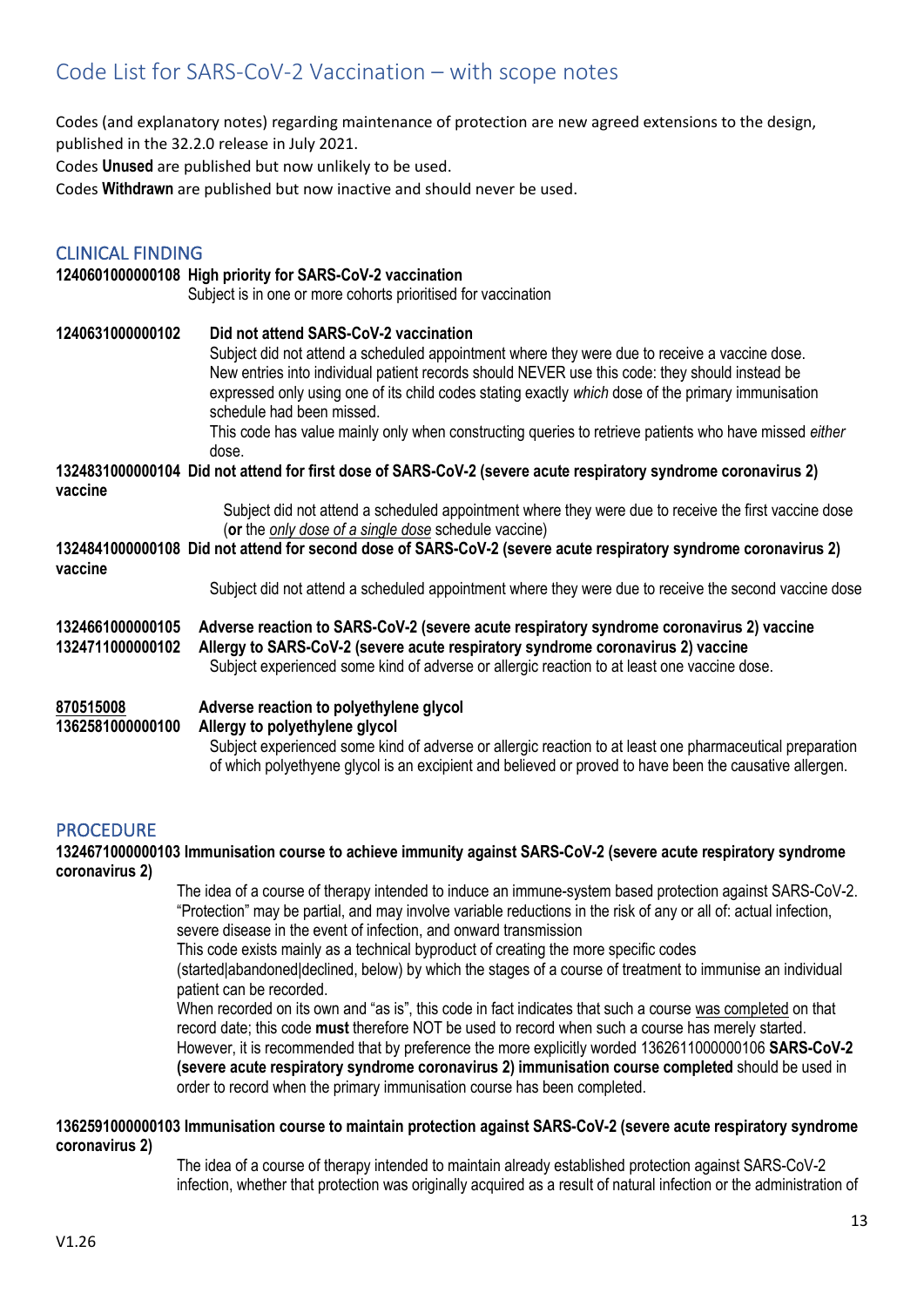## Code List for SARS-CoV-2 Vaccination – with scope notes

Codes (and explanatory notes) regarding maintenance of protection are new agreed extensions to the design, published in the 32.2.0 release in July 2021.
Codes **Unused** are published but now unlikely to be used.
Codes **Withdrawn** are published but now inactive and should never be used.

### CLINICAL FINDING

**1240601000000108 High priority for SARS-CoV-2 vaccination**
Subject is in one or more cohorts prioritised for vaccination

**1240631000000102 Did not attend SARS-CoV-2 vaccination**
Subject did not attend a scheduled appointment where they were due to receive a vaccine dose. New entries into individual patient records should NEVER use this code: they should instead be expressed only using one of its child codes stating exactly *which* dose of the primary immunisation schedule had been missed.
This code has value mainly only when constructing queries to retrieve patients who have missed *either* dose.

**1324831000000104 Did not attend for first dose of SARS-CoV-2 (severe acute respiratory syndrome coronavirus 2) vaccine**
Subject did not attend a scheduled appointment where they were due to receive the first vaccine dose (**or** the *only dose of a single dose* schedule vaccine)

**1324841000000108 Did not attend for second dose of SARS-CoV-2 (severe acute respiratory syndrome coronavirus 2) vaccine**
Subject did not attend a scheduled appointment where they were due to receive the second vaccine dose

**1324661000000105 Adverse reaction to SARS-CoV-2 (severe acute respiratory syndrome coronavirus 2) vaccine**
**1324711000000102 Allergy to SARS-CoV-2 (severe acute respiratory syndrome coronavirus 2) vaccine**
Subject experienced some kind of adverse or allergic reaction to at least one vaccine dose.

**870515008 Adverse reaction to polyethylene glycol**
**1362581000000100 Allergy to polyethylene glycol**
Subject experienced some kind of adverse or allergic reaction to at least one pharmaceutical preparation of which polyethyene glycol is an excipient and believed or proved to have been the causative allergen.

### PROCEDURE

**1324671000000103 Immunisation course to achieve immunity against SARS-CoV-2 (severe acute respiratory syndrome coronavirus 2)**
The idea of a course of therapy intended to induce an immune-system based protection against SARS-CoV-2. "Protection" may be partial, and may involve variable reductions in the risk of any or all of: actual infection, severe disease in the event of infection, and onward transmission
This code exists mainly as a technical byproduct of creating the more specific codes (started|abandoned|declined, below) by which the stages of a course of treatment to immunise an individual patient can be recorded.
When recorded on its own and "as is", this code in fact indicates that such a course was completed on that record date; this code **must** therefore NOT be used to record when such a course has merely started. However, it is recommended that by preference the more explicitly worded 1362611000000106 **SARS-CoV-2 (severe acute respiratory syndrome coronavirus 2) immunisation course completed** should be used in order to record when the primary immunisation course has been completed.

**1362591000000103 Immunisation course to maintain protection against SARS-CoV-2 (severe acute respiratory syndrome coronavirus 2)**
The idea of a course of therapy intended to maintain already established protection against SARS-CoV-2 infection, whether that protection was originally acquired as a result of natural infection or the administration of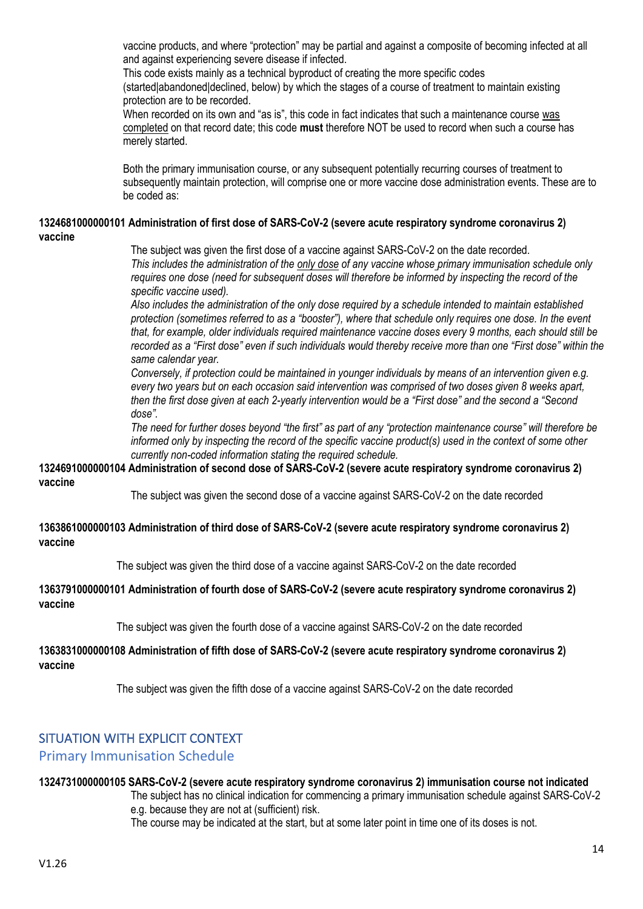vaccine products, and where "protection" may be partial and against a composite of becoming infected at all and against experiencing severe disease if infected.
This code exists mainly as a technical byproduct of creating the more specific codes (started|abandoned|declined, below) by which the stages of a course of treatment to maintain existing protection are to be recorded.
When recorded on its own and "as is", this code in fact indicates that such a maintenance course was completed on that record date; this code **must** therefore NOT be used to record when such a course has merely started.

Both the primary immunisation course, or any subsequent potentially recurring courses of treatment to subsequently maintain protection, will comprise one or more vaccine dose administration events. These are to be coded as:

**1324681000000101 Administration of first dose of SARS-CoV-2 (severe acute respiratory syndrome coronavirus 2) vaccine**

The subject was given the first dose of a vaccine against SARS-CoV-2 on the date recorded.
*This includes the administration of the only dose of any vaccine whose primary immunisation schedule only requires one dose (need for subsequent doses will therefore be informed by inspecting the record of the specific vaccine used).*
*Also includes the administration of the only dose required by a schedule intended to maintain established protection (sometimes referred to as a "booster"), where that schedule only requires one dose. In the event that, for example, older individuals required maintenance vaccine doses every 9 months, each should still be recorded as a "First dose" even if such individuals would thereby receive more than one "First dose" within the same calendar year.*
*Conversely, if protection could be maintained in younger individuals by means of an intervention given e.g. every two years but on each occasion said intervention was comprised of two doses given 8 weeks apart, then the first dose given at each 2-yearly intervention would be a "First dose" and the second a "Second dose".*
*The need for further doses beyond "the first" as part of any "protection maintenance course" will therefore be informed only by inspecting the record of the specific vaccine product(s) used in the context of some other currently non-coded information stating the required schedule.*

**1324691000000104 Administration of second dose of SARS-CoV-2 (severe acute respiratory syndrome coronavirus 2) vaccine**

The subject was given the second dose of a vaccine against SARS-CoV-2 on the date recorded

**1363861000000103 Administration of third dose of SARS-CoV-2 (severe acute respiratory syndrome coronavirus 2) vaccine**

The subject was given the third dose of a vaccine against SARS-CoV-2 on the date recorded

**1363791000000101 Administration of fourth dose of SARS-CoV-2 (severe acute respiratory syndrome coronavirus 2) vaccine**

The subject was given the fourth dose of a vaccine against SARS-CoV-2 on the date recorded

**1363831000000108 Administration of fifth dose of SARS-CoV-2 (severe acute respiratory syndrome coronavirus 2) vaccine**

The subject was given the fifth dose of a vaccine against SARS-CoV-2 on the date recorded

## SITUATION WITH EXPLICIT CONTEXT

### Primary Immunisation Schedule

**1324731000000105 SARS-CoV-2 (severe acute respiratory syndrome coronavirus 2) immunisation course not indicated**

The subject has no clinical indication for commencing a primary immunisation schedule against SARS-CoV-2 e.g. because they are not at (sufficient) risk.
The course may be indicated at the start, but at some later point in time one of its doses is not.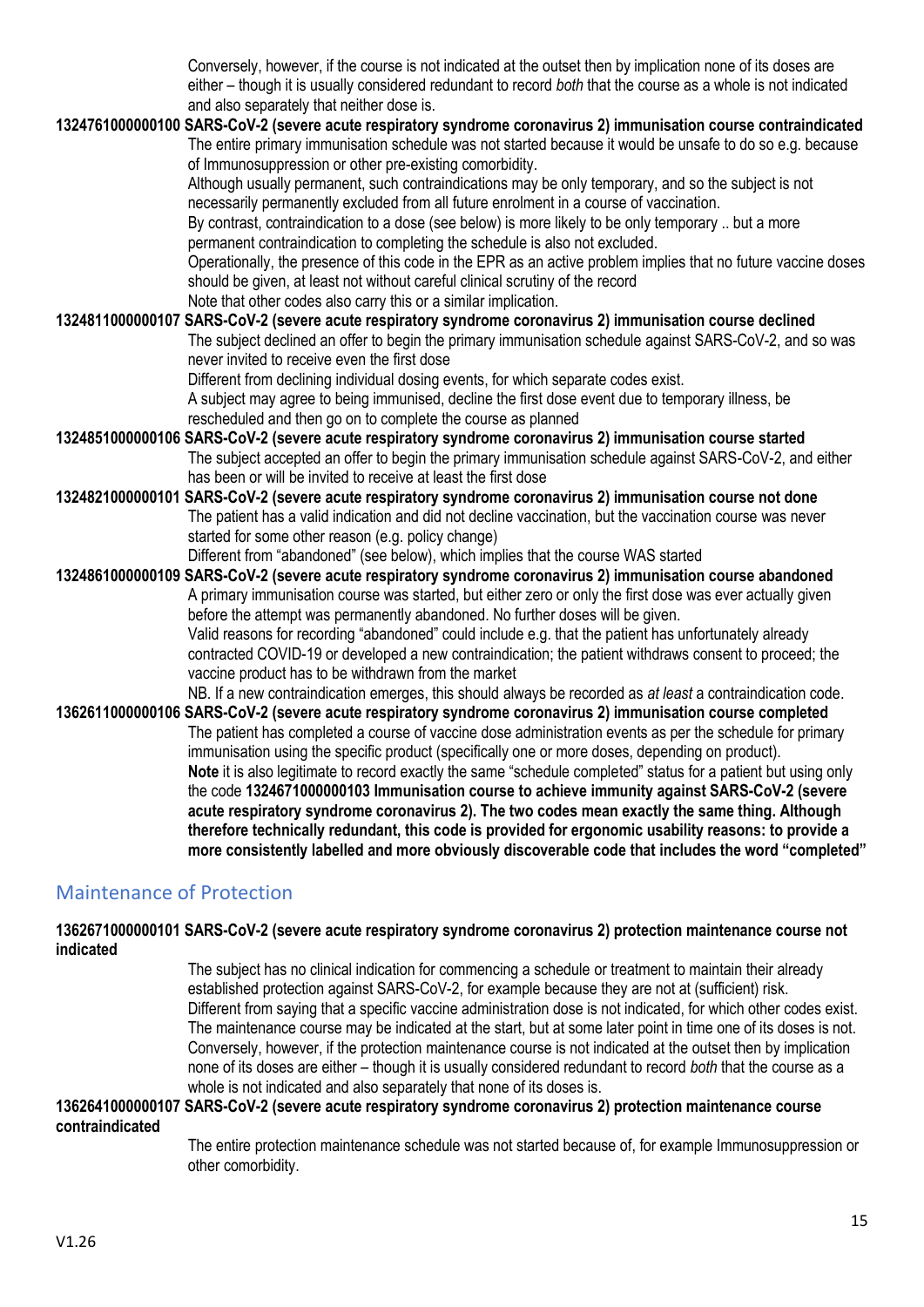Conversely, however, if the course is not indicated at the outset then by implication none of its doses are either – though it is usually considered redundant to record *both* that the course as a whole is not indicated and also separately that neither dose is.

**1324761000000100 SARS-CoV-2 (severe acute respiratory syndrome coronavirus 2) immunisation course contraindicated**

The entire primary immunisation schedule was not started because it would be unsafe to do so e.g. because of Immunosuppression or other pre-existing comorbidity.

Although usually permanent, such contraindications may be only temporary, and so the subject is not necessarily permanently excluded from all future enrolment in a course of vaccination.

By contrast, contraindication to a dose (see below) is more likely to be only temporary .. but a more permanent contraindication to completing the schedule is also not excluded.

Operationally, the presence of this code in the EPR as an active problem implies that no future vaccine doses should be given, at least not without careful clinical scrutiny of the record

Note that other codes also carry this or a similar implication.

**1324811000000107 SARS-CoV-2 (severe acute respiratory syndrome coronavirus 2) immunisation course declined**

The subject declined an offer to begin the primary immunisation schedule against SARS-CoV-2, and so was never invited to receive even the first dose

Different from declining individual dosing events, for which separate codes exist.

A subject may agree to being immunised, decline the first dose event due to temporary illness, be rescheduled and then go on to complete the course as planned

**1324851000000106 SARS-CoV-2 (severe acute respiratory syndrome coronavirus 2) immunisation course started**

The subject accepted an offer to begin the primary immunisation schedule against SARS-CoV-2, and either has been or will be invited to receive at least the first dose

**1324821000000101 SARS-CoV-2 (severe acute respiratory syndrome coronavirus 2) immunisation course not done**

The patient has a valid indication and did not decline vaccination, but the vaccination course was never started for some other reason (e.g. policy change)

Different from "abandoned" (see below), which implies that the course WAS started

**1324861000000109 SARS-CoV-2 (severe acute respiratory syndrome coronavirus 2) immunisation course abandoned**

A primary immunisation course was started, but either zero or only the first dose was ever actually given before the attempt was permanently abandoned. No further doses will be given.

Valid reasons for recording "abandoned" could include e.g. that the patient has unfortunately already contracted COVID-19 or developed a new contraindication; the patient withdraws consent to proceed; the vaccine product has to be withdrawn from the market

NB. If a new contraindication emerges, this should always be recorded as *at least* a contraindication code.

**1362611000000106 SARS-CoV-2 (severe acute respiratory syndrome coronavirus 2) immunisation course completed**

The patient has completed a course of vaccine dose administration events as per the schedule for primary immunisation using the specific product (specifically one or more doses, depending on product).

**Note** it is also legitimate to record exactly the same "schedule completed" status for a patient but using only the code **1324671000000103 Immunisation course to achieve immunity against SARS-CoV-2 (severe acute respiratory syndrome coronavirus 2). The two codes mean exactly the same thing. Although therefore technically redundant, this code is provided for ergonomic usability reasons: to provide a more consistently labelled and more obviously discoverable code that includes the word "completed"**

## Maintenance of Protection

**1362671000000101 SARS-CoV-2 (severe acute respiratory syndrome coronavirus 2) protection maintenance course not indicated**

The subject has no clinical indication for commencing a schedule or treatment to maintain their already established protection against SARS-CoV-2, for example because they are not at (sufficient) risk.

Different from saying that a specific vaccine administration dose is not indicated, for which other codes exist.

The maintenance course may be indicated at the start, but at some later point in time one of its doses is not.

Conversely, however, if the protection maintenance course is not indicated at the outset then by implication none of its doses are either – though it is usually considered redundant to record *both* that the course as a whole is not indicated and also separately that none of its doses is.

**1362641000000107 SARS-CoV-2 (severe acute respiratory syndrome coronavirus 2) protection maintenance course contraindicated**

The entire protection maintenance schedule was not started because of, for example Immunosuppression or other comorbidity.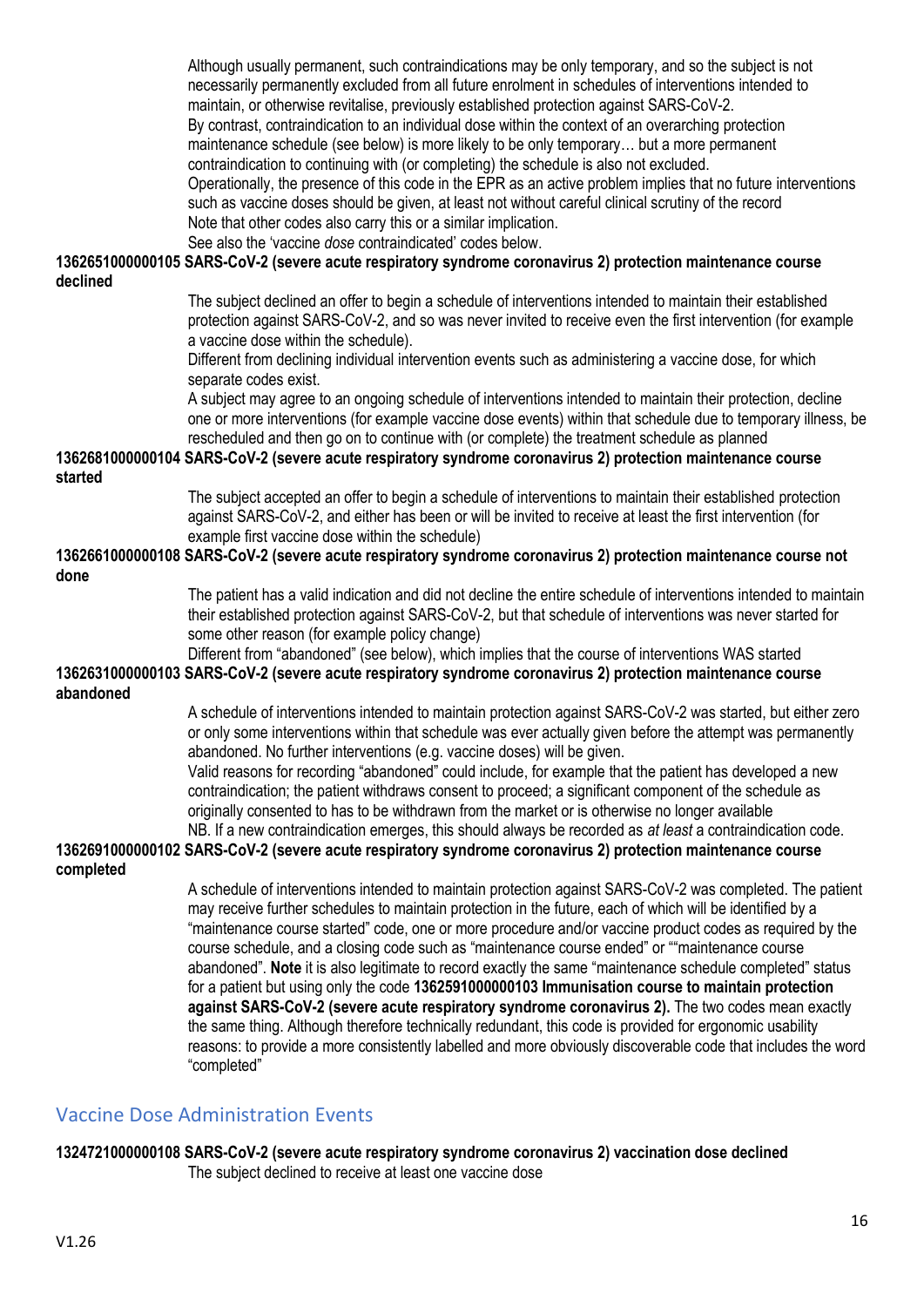Although usually permanent, such contraindications may be only temporary, and so the subject is not necessarily permanently excluded from all future enrolment in schedules of interventions intended to maintain, or otherwise revitalise, previously established protection against SARS-CoV-2.

By contrast, contraindication to an individual dose within the context of an overarching protection maintenance schedule (see below) is more likely to be only temporary… but a more permanent contraindication to continuing with (or completing) the schedule is also not excluded.

Operationally, the presence of this code in the EPR as an active problem implies that no future interventions such as vaccine doses should be given, at least not without careful clinical scrutiny of the record

Note that other codes also carry this or a similar implication.

See also the 'vaccine *dose* contraindicated' codes below.

**1362651000000105 SARS-CoV-2 (severe acute respiratory syndrome coronavirus 2) protection maintenance course declined**

The subject declined an offer to begin a schedule of interventions intended to maintain their established protection against SARS-CoV-2, and so was never invited to receive even the first intervention (for example a vaccine dose within the schedule).

Different from declining individual intervention events such as administering a vaccine dose, for which separate codes exist.

A subject may agree to an ongoing schedule of interventions intended to maintain their protection, decline one or more interventions (for example vaccine dose events) within that schedule due to temporary illness, be rescheduled and then go on to continue with (or complete) the treatment schedule as planned

**1362681000000104 SARS-CoV-2 (severe acute respiratory syndrome coronavirus 2) protection maintenance course started**

The subject accepted an offer to begin a schedule of interventions to maintain their established protection against SARS-CoV-2, and either has been or will be invited to receive at least the first intervention (for example first vaccine dose within the schedule)

**1362661000000108 SARS-CoV-2 (severe acute respiratory syndrome coronavirus 2) protection maintenance course not done**

The patient has a valid indication and did not decline the entire schedule of interventions intended to maintain their established protection against SARS-CoV-2, but that schedule of interventions was never started for some other reason (for example policy change)

Different from "abandoned" (see below), which implies that the course of interventions WAS started

**1362631000000103 SARS-CoV-2 (severe acute respiratory syndrome coronavirus 2) protection maintenance course abandoned**

A schedule of interventions intended to maintain protection against SARS-CoV-2 was started, but either zero or only some interventions within that schedule was ever actually given before the attempt was permanently abandoned. No further interventions (e.g. vaccine doses) will be given.

Valid reasons for recording "abandoned" could include, for example that the patient has developed a new contraindication; the patient withdraws consent to proceed; a significant component of the schedule as originally consented to has to be withdrawn from the market or is otherwise no longer available

NB. If a new contraindication emerges, this should always be recorded as *at least* a contraindication code.

**1362691000000102 SARS-CoV-2 (severe acute respiratory syndrome coronavirus 2) protection maintenance course completed**

A schedule of interventions intended to maintain protection against SARS-CoV-2 was completed. The patient may receive further schedules to maintain protection in the future, each of which will be identified by a "maintenance course started" code, one or more procedure and/or vaccine product codes as required by the course schedule, and a closing code such as "maintenance course ended" or ""maintenance course abandoned". **Note** it is also legitimate to record exactly the same "maintenance schedule completed" status for a patient but using only the code **1362591000000103 Immunisation course to maintain protection against SARS-CoV-2 (severe acute respiratory syndrome coronavirus 2).** The two codes mean exactly the same thing. Although therefore technically redundant, this code is provided for ergonomic usability reasons: to provide a more consistently labelled and more obviously discoverable code that includes the word "completed"

## Vaccine Dose Administration Events

**1324721000000108 SARS-CoV-2 (severe acute respiratory syndrome coronavirus 2) vaccination dose declined**

The subject declined to receive at least one vaccine dose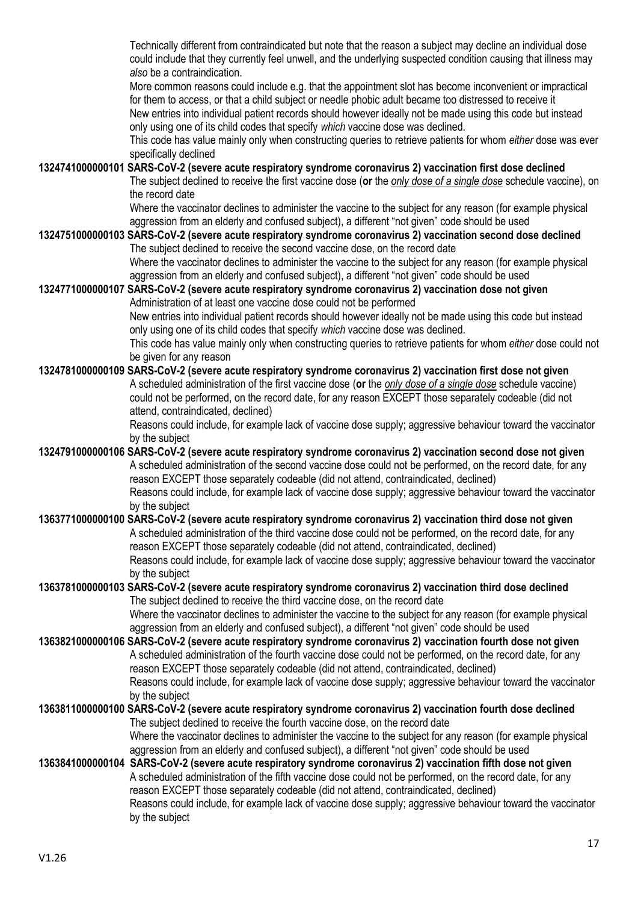Technically different from contraindicated but note that the reason a subject may decline an individual dose could include that they currently feel unwell, and the underlying suspected condition causing that illness may *also* be a contraindication.

More common reasons could include e.g. that the appointment slot has become inconvenient or impractical for them to access, or that a child subject or needle phobic adult became too distressed to receive it

New entries into individual patient records should however ideally not be made using this code but instead only using one of its child codes that specify *which* vaccine dose was declined.

This code has value mainly only when constructing queries to retrieve patients for whom *either* dose was ever specifically declined

**1324741000000101 SARS-CoV-2 (severe acute respiratory syndrome coronavirus 2) vaccination first dose declined**

The subject declined to receive the first vaccine dose (**or** the *only dose of a single dose* schedule vaccine), on the record date

Where the vaccinator declines to administer the vaccine to the subject for any reason (for example physical aggression from an elderly and confused subject), a different "not given" code should be used

**1324751000000103 SARS-CoV-2 (severe acute respiratory syndrome coronavirus 2) vaccination second dose declined**

The subject declined to receive the second vaccine dose, on the record date

Where the vaccinator declines to administer the vaccine to the subject for any reason (for example physical aggression from an elderly and confused subject), a different "not given" code should be used

**1324771000000107 SARS-CoV-2 (severe acute respiratory syndrome coronavirus 2) vaccination dose not given**

Administration of at least one vaccine dose could not be performed

New entries into individual patient records should however ideally not be made using this code but instead only using one of its child codes that specify *which* vaccine dose was declined.

This code has value mainly only when constructing queries to retrieve patients for whom *either* dose could not be given for any reason

**1324781000000109 SARS-CoV-2 (severe acute respiratory syndrome coronavirus 2) vaccination first dose not given**

A scheduled administration of the first vaccine dose (**or** the *only dose of a single dose* schedule vaccine) could not be performed, on the record date, for any reason EXCEPT those separately codeable (did not attend, contraindicated, declined)

Reasons could include, for example lack of vaccine dose supply; aggressive behaviour toward the vaccinator by the subject

**1324791000000106 SARS-CoV-2 (severe acute respiratory syndrome coronavirus 2) vaccination second dose not given**

A scheduled administration of the second vaccine dose could not be performed, on the record date, for any reason EXCEPT those separately codeable (did not attend, contraindicated, declined)

Reasons could include, for example lack of vaccine dose supply; aggressive behaviour toward the vaccinator by the subject

**1363771000000100 SARS-CoV-2 (severe acute respiratory syndrome coronavirus 2) vaccination third dose not given**

A scheduled administration of the third vaccine dose could not be performed, on the record date, for any reason EXCEPT those separately codeable (did not attend, contraindicated, declined)

Reasons could include, for example lack of vaccine dose supply; aggressive behaviour toward the vaccinator by the subject

**1363781000000103 SARS-CoV-2 (severe acute respiratory syndrome coronavirus 2) vaccination third dose declined**

The subject declined to receive the third vaccine dose, on the record date

Where the vaccinator declines to administer the vaccine to the subject for any reason (for example physical aggression from an elderly and confused subject), a different "not given" code should be used

**1363821000000106 SARS-CoV-2 (severe acute respiratory syndrome coronavirus 2) vaccination fourth dose not given**

A scheduled administration of the fourth vaccine dose could not be performed, on the record date, for any reason EXCEPT those separately codeable (did not attend, contraindicated, declined)

Reasons could include, for example lack of vaccine dose supply; aggressive behaviour toward the vaccinator by the subject

**1363811000000100 SARS-CoV-2 (severe acute respiratory syndrome coronavirus 2) vaccination fourth dose declined**

The subject declined to receive the fourth vaccine dose, on the record date

Where the vaccinator declines to administer the vaccine to the subject for any reason (for example physical aggression from an elderly and confused subject), a different "not given" code should be used

**1363841000000104 SARS-CoV-2 (severe acute respiratory syndrome coronavirus 2) vaccination fifth dose not given**

A scheduled administration of the fifth vaccine dose could not be performed, on the record date, for any reason EXCEPT those separately codeable (did not attend, contraindicated, declined)

Reasons could include, for example lack of vaccine dose supply; aggressive behaviour toward the vaccinator by the subject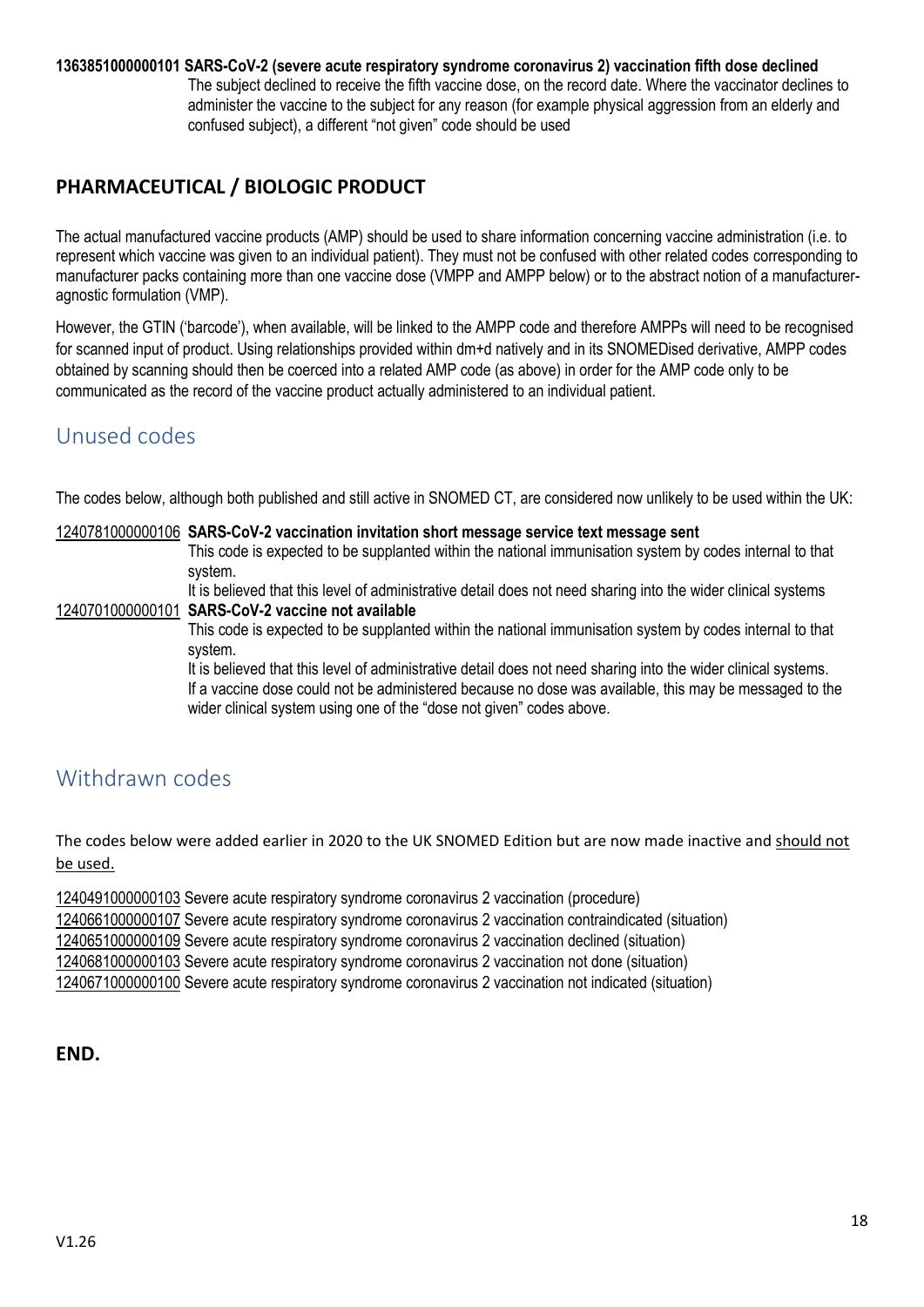**1363851000000101 SARS-CoV-2 (severe acute respiratory syndrome coronavirus 2) vaccination fifth dose declined**

The subject declined to receive the fifth vaccine dose, on the record date. Where the vaccinator declines to administer the vaccine to the subject for any reason (for example physical aggression from an elderly and confused subject), a different "not given" code should be used

## PHARMACEUTICAL / BIOLOGIC PRODUCT

The actual manufactured vaccine products (AMP) should be used to share information concerning vaccine administration (i.e. to represent which vaccine was given to an individual patient). They must not be confused with other related codes corresponding to manufacturer packs containing more than one vaccine dose (VMPP and AMPP below) or to the abstract notion of a manufacturer-agnostic formulation (VMP).

However, the GTIN ('barcode'), when available, will be linked to the AMPP code and therefore AMPPs will need to be recognised for scanned input of product. Using relationships provided within dm+d natively and in its SNOMEDised derivative, AMPP codes obtained by scanning should then be coerced into a related AMP code (as above) in order for the AMP code only to be communicated as the record of the vaccine product actually administered to an individual patient.

## Unused codes

The codes below, although both published and still active in SNOMED CT, are considered now unlikely to be used within the UK:

1240781000000106 **SARS-CoV-2 vaccination invitation short message service text message sent**

This code is expected to be supplanted within the national immunisation system by codes internal to that system.

It is believed that this level of administrative detail does not need sharing into the wider clinical systems

1240701000000101 **SARS-CoV-2 vaccine not available**

This code is expected to be supplanted within the national immunisation system by codes internal to that system.

It is believed that this level of administrative detail does not need sharing into the wider clinical systems.

If a vaccine dose could not be administered because no dose was available, this may be messaged to the wider clinical system using one of the "dose not given" codes above.

## Withdrawn codes

The codes below were added earlier in 2020 to the UK SNOMED Edition but are now made inactive and should not be used.

1240491000000103 Severe acute respiratory syndrome coronavirus 2 vaccination (procedure)
1240661000000107 Severe acute respiratory syndrome coronavirus 2 vaccination contraindicated (situation)
1240651000000109 Severe acute respiratory syndrome coronavirus 2 vaccination declined (situation)
1240681000000103 Severe acute respiratory syndrome coronavirus 2 vaccination not done (situation)
1240671000000100 Severe acute respiratory syndrome coronavirus 2 vaccination not indicated (situation)

**END.**